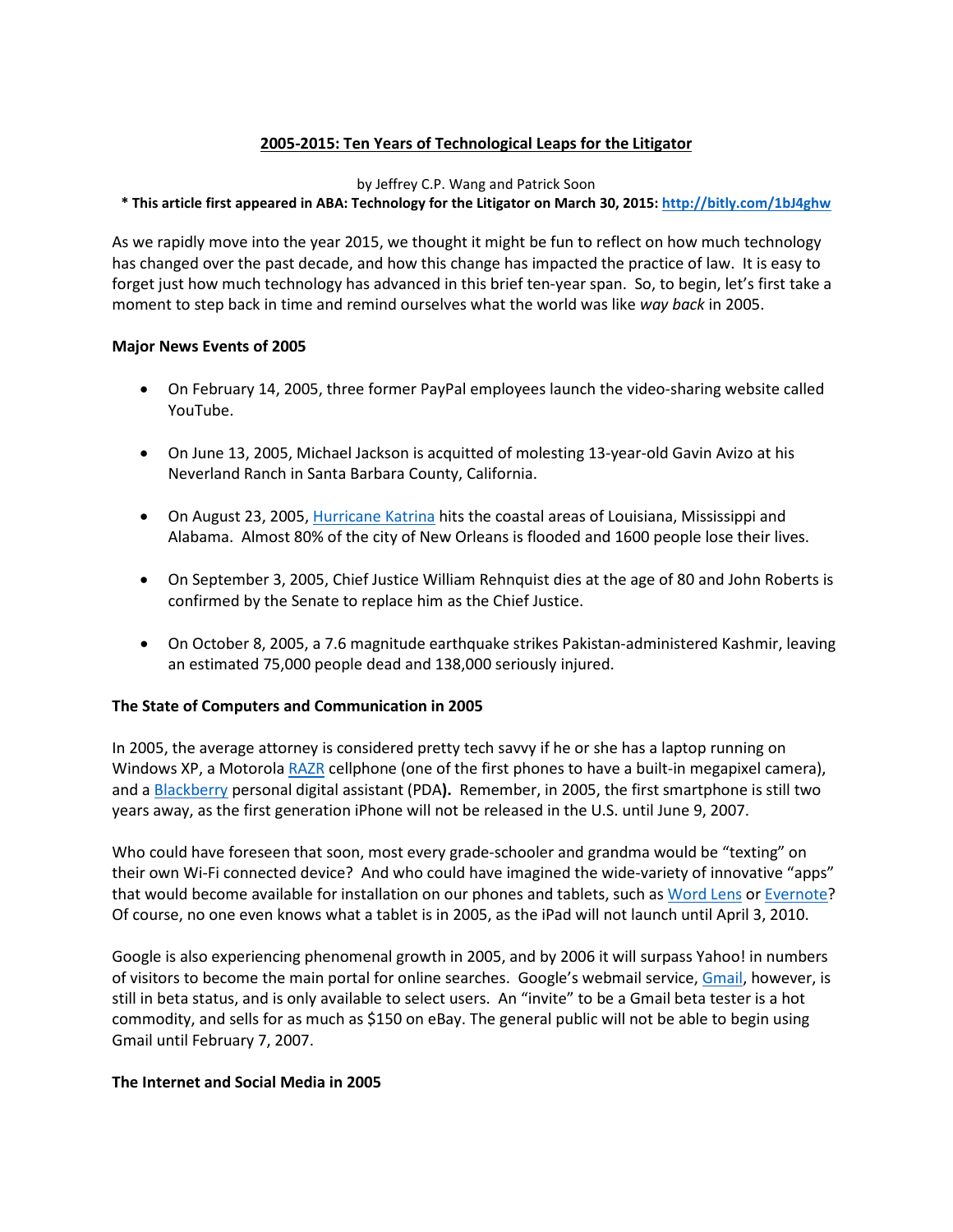## 2005-2015: Ten Years of Technological Leaps for the Litigator

by Jeffrey C.P. Wang and Patrick Soon

**\* This article first appeared in ABA: Technology for the Litigator on March 30, 2015: http://bitly.com/1bJ4ghw**

As we rapidly move into the year 2015, we thought it might be fun to reflect on how much technology has changed over the past decade, and how this change has impacted the practice of law. It is easy to forget just how much technology has advanced in this brief ten-year span. So, to begin, let's first take a moment to step back in time and remind ourselves what the world was like *way back* in 2005.

**Major News Events of 2005**

- On February 14, 2005, three former PayPal employees launch the video-sharing website called YouTube.
- On June 13, 2005, Michael Jackson is acquitted of molesting 13-year-old Gavin Avizo at his Neverland Ranch in Santa Barbara County, California.
- On August 23, 2005, Hurricane Katrina hits the coastal areas of Louisiana, Mississippi and Alabama. Almost 80% of the city of New Orleans is flooded and 1600 people lose their lives.
- On September 3, 2005, Chief Justice William Rehnquist dies at the age of 80 and John Roberts is confirmed by the Senate to replace him as the Chief Justice.
- On October 8, 2005, a 7.6 magnitude earthquake strikes Pakistan-administered Kashmir, leaving an estimated 75,000 people dead and 138,000 seriously injured.

**The State of Computers and Communication in 2005**

In 2005, the average attorney is considered pretty tech savvy if he or she has a laptop running on Windows XP, a Motorola RAZR cellphone (one of the first phones to have a built-in megapixel camera), and a Blackberry personal digital assistant (PDA**).** Remember, in 2005, the first smartphone is still two years away, as the first generation iPhone will not be released in the U.S. until June 9, 2007.

Who could have foreseen that soon, most every grade-schooler and grandma would be "texting" on their own Wi-Fi connected device? And who could have imagined the wide-variety of innovative "apps" that would become available for installation on our phones and tablets, such as Word Lens or Evernote? Of course, no one even knows what a tablet is in 2005, as the iPad will not launch until April 3, 2010.

Google is also experiencing phenomenal growth in 2005, and by 2006 it will surpass Yahoo! in numbers of visitors to become the main portal for online searches. Google's webmail service, Gmail, however, is still in beta status, and is only available to select users. An "invite" to be a Gmail beta tester is a hot commodity, and sells for as much as $150 on eBay. The general public will not be able to begin using Gmail until February 7, 2007.

**The Internet and Social Media in 2005**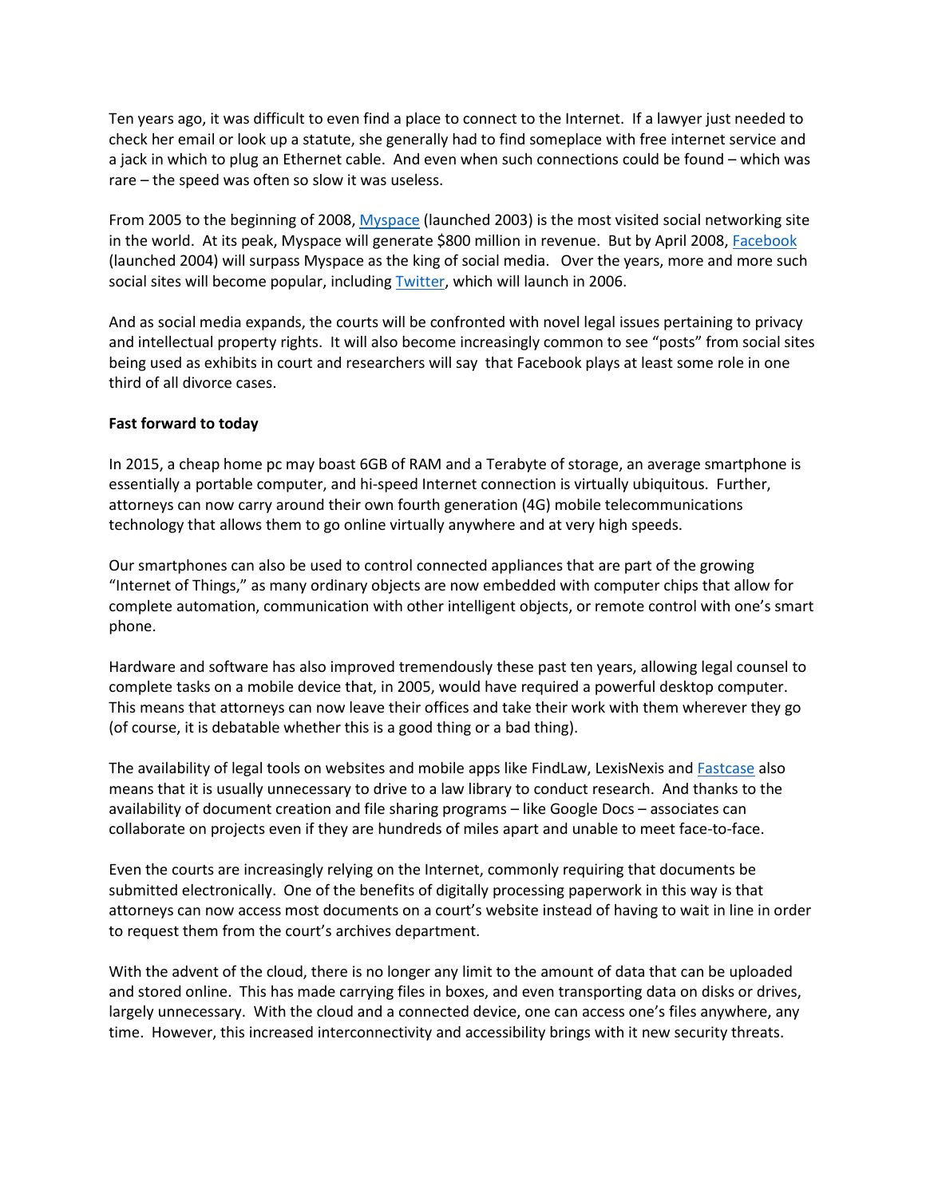Ten years ago, it was difficult to even find a place to connect to the Internet. If a lawyer just needed to check her email or look up a statute, she generally had to find someplace with free internet service and a jack in which to plug an Ethernet cable. And even when such connections could be found – which was rare – the speed was often so slow it was useless.

From 2005 to the beginning of 2008, Myspace (launched 2003) is the most visited social networking site in the world. At its peak, Myspace will generate $800 million in revenue. But by April 2008, Facebook (launched 2004) will surpass Myspace as the king of social media. Over the years, more and more such social sites will become popular, including Twitter, which will launch in 2006.

And as social media expands, the courts will be confronted with novel legal issues pertaining to privacy and intellectual property rights. It will also become increasingly common to see "posts" from social sites being used as exhibits in court and researchers will say that Facebook plays at least some role in one third of all divorce cases.

**Fast forward to today**

In 2015, a cheap home pc may boast 6GB of RAM and a Terabyte of storage, an average smartphone is essentially a portable computer, and hi-speed Internet connection is virtually ubiquitous. Further, attorneys can now carry around their own fourth generation (4G) mobile telecommunications technology that allows them to go online virtually anywhere and at very high speeds.

Our smartphones can also be used to control connected appliances that are part of the growing "Internet of Things," as many ordinary objects are now embedded with computer chips that allow for complete automation, communication with other intelligent objects, or remote control with one's smart phone.

Hardware and software has also improved tremendously these past ten years, allowing legal counsel to complete tasks on a mobile device that, in 2005, would have required a powerful desktop computer. This means that attorneys can now leave their offices and take their work with them wherever they go (of course, it is debatable whether this is a good thing or a bad thing).

The availability of legal tools on websites and mobile apps like FindLaw, LexisNexis and Fastcase also means that it is usually unnecessary to drive to a law library to conduct research. And thanks to the availability of document creation and file sharing programs – like Google Docs – associates can collaborate on projects even if they are hundreds of miles apart and unable to meet face-to-face.

Even the courts are increasingly relying on the Internet, commonly requiring that documents be submitted electronically. One of the benefits of digitally processing paperwork in this way is that attorneys can now access most documents on a court's website instead of having to wait in line in order to request them from the court's archives department.

With the advent of the cloud, there is no longer any limit to the amount of data that can be uploaded and stored online. This has made carrying files in boxes, and even transporting data on disks or drives, largely unnecessary. With the cloud and a connected device, one can access one's files anywhere, any time. However, this increased interconnectivity and accessibility brings with it new security threats.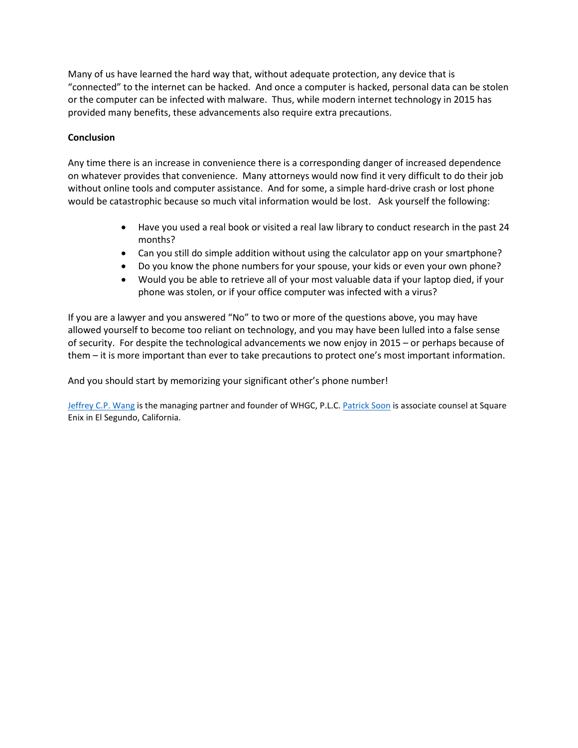Many of us have learned the hard way that, without adequate protection, any device that is "connected" to the internet can be hacked. And once a computer is hacked, personal data can be stolen or the computer can be infected with malware. Thus, while modern internet technology in 2015 has provided many benefits, these advancements also require extra precautions.

**Conclusion**

Any time there is an increase in convenience there is a corresponding danger of increased dependence on whatever provides that convenience. Many attorneys would now find it very difficult to do their job without online tools and computer assistance. And for some, a simple hard-drive crash or lost phone would be catastrophic because so much vital information would be lost. Ask yourself the following:

- Have you used a real book or visited a real law library to conduct research in the past 24 months?
- Can you still do simple addition without using the calculator app on your smartphone?
- Do you know the phone numbers for your spouse, your kids or even your own phone?
- Would you be able to retrieve all of your most valuable data if your laptop died, if your phone was stolen, or if your office computer was infected with a virus?

If you are a lawyer and you answered "No" to two or more of the questions above, you may have allowed yourself to become too reliant on technology, and you may have been lulled into a false sense of security. For despite the technological advancements we now enjoy in 2015 – or perhaps because of them – it is more important than ever to take precautions to protect one's most important information.

And you should start by memorizing your significant other's phone number!

Jeffrey C.P. Wang is the managing partner and founder of WHGC, P.L.C. Patrick Soon is associate counsel at Square Enix in El Segundo, California.